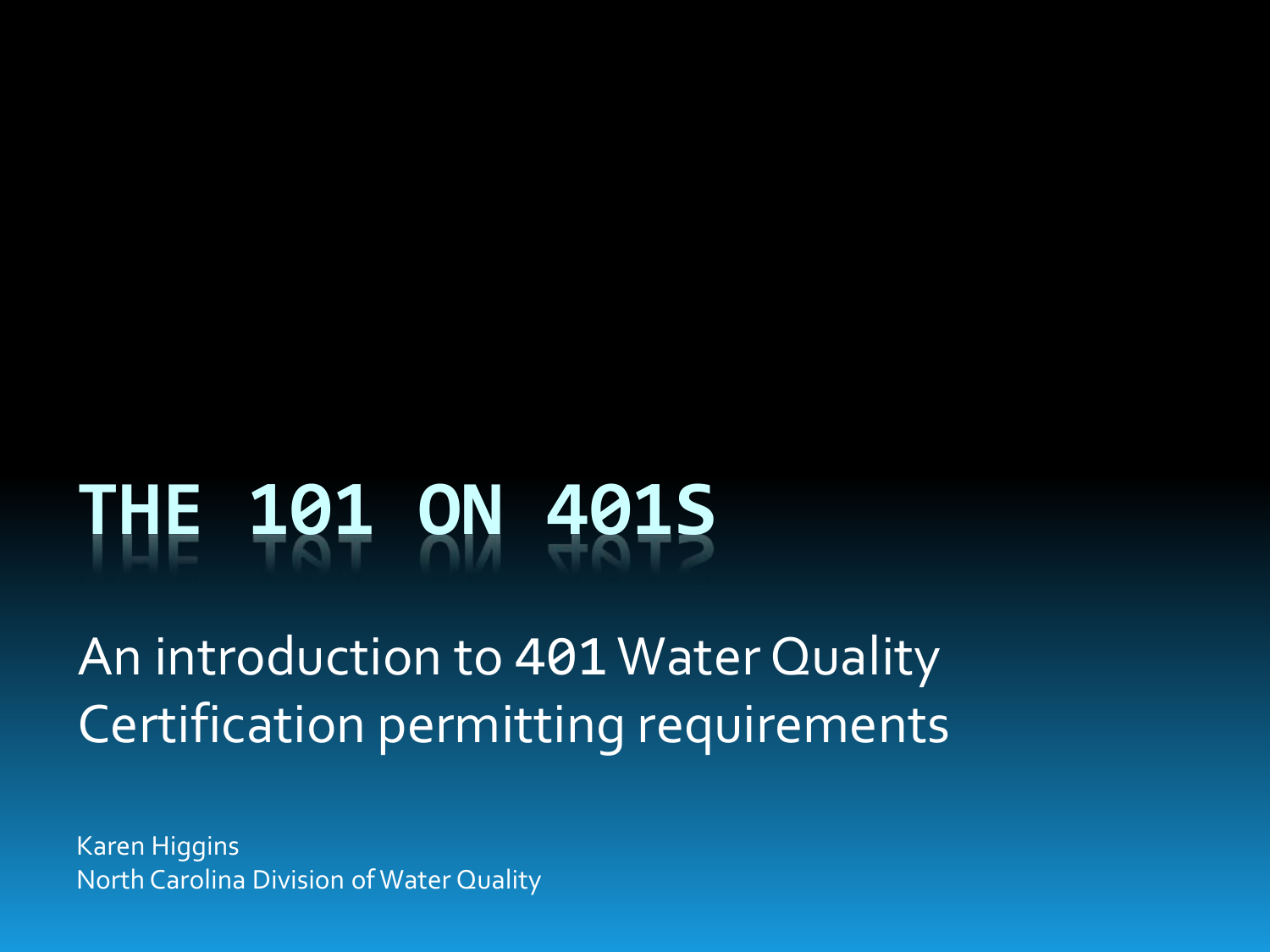# THE 101 ON 401S

An introduction to 401 Water Quality Certification permitting requirements

Karen Higgins
North Carolina Division of Water Quality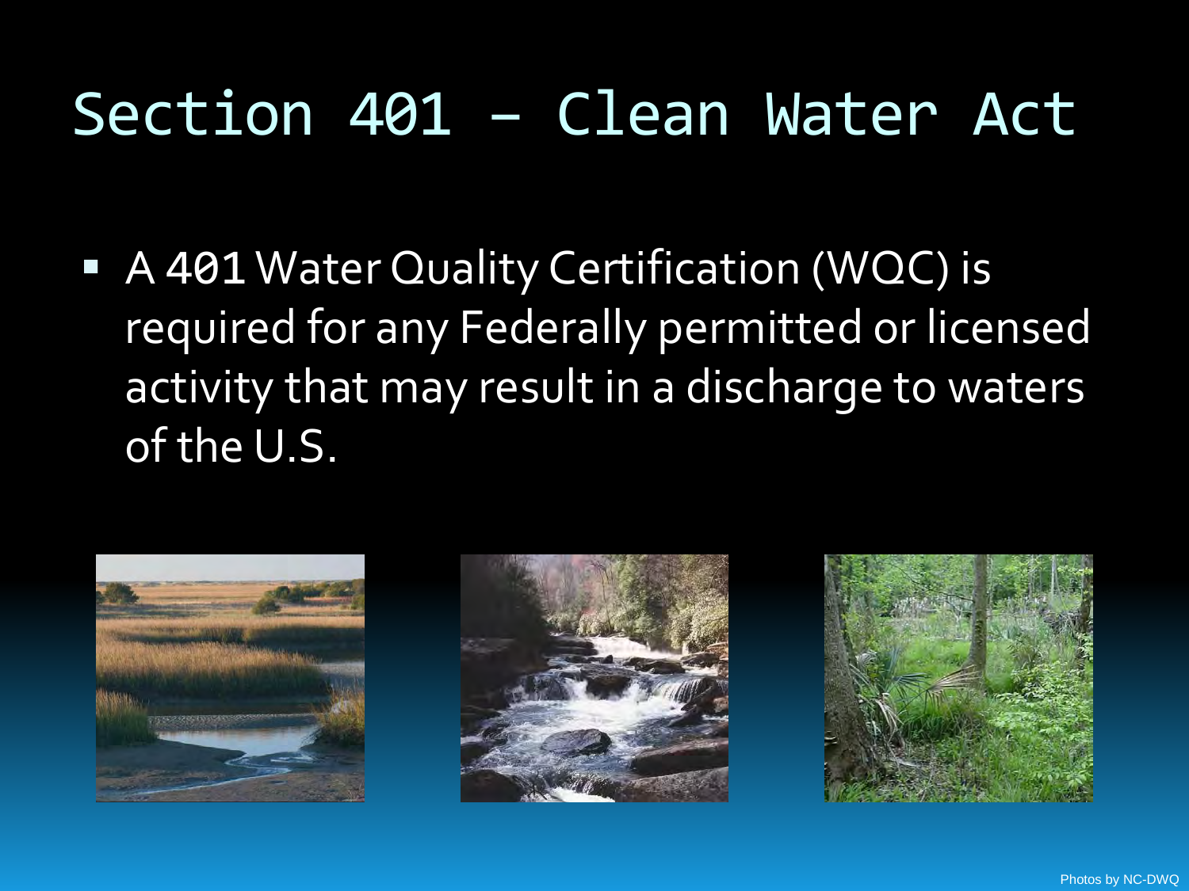# Section 401 – Clean Water Act

- A 401 Water Quality Certification (WQC) is required for any Federally permitted or licensed activity that may result in a discharge to waters of the U.S.

Photos by NC-DWQ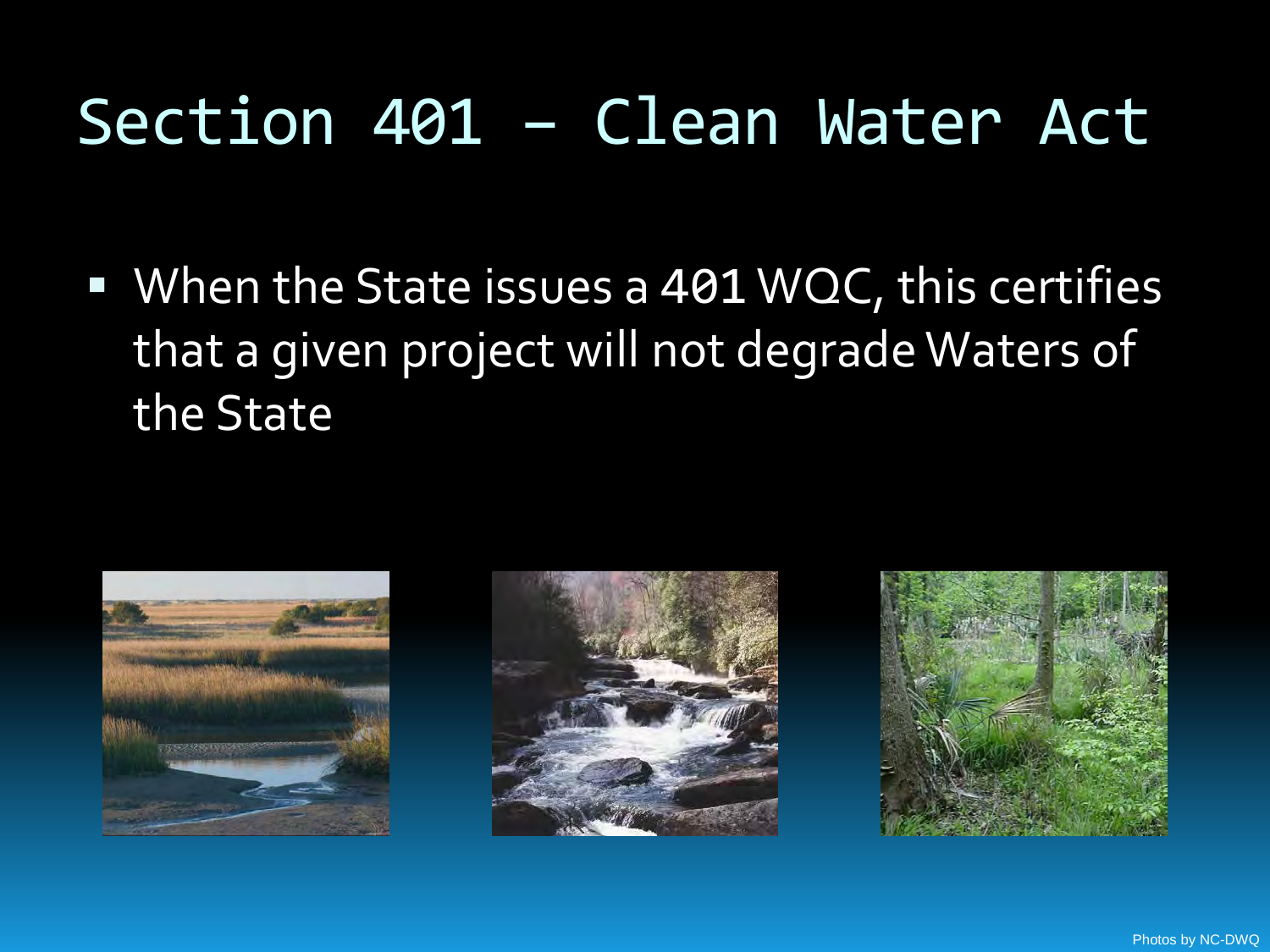# Section 401 – Clean Water Act

- When the State issues a 401 WQC, this certifies that a given project will not degrade Waters of the State

Photos by NC-DWQ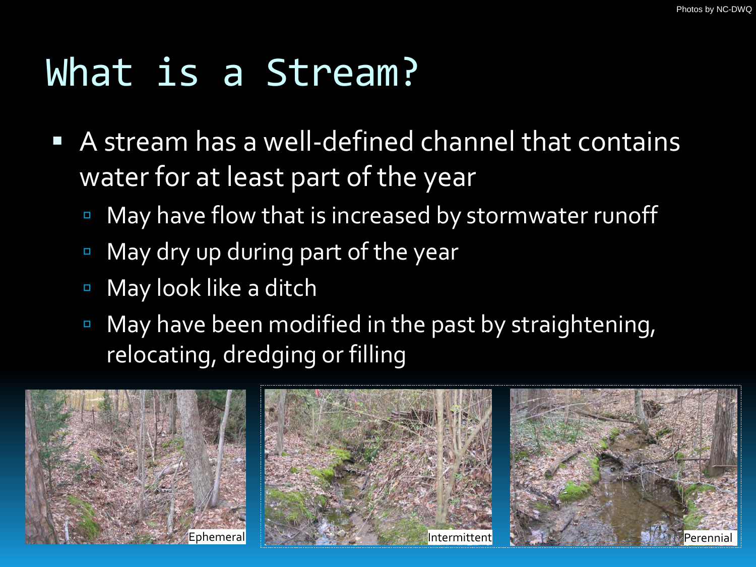Photos by NC-DWQ

# What is a Stream?

- A stream has a well-defined channel that contains water for at least part of the year
  - May have flow that is increased by stormwater runoff
  - May dry up during part of the year
  - May look like a ditch
  - May have been modified in the past by straightening, relocating, dredging or filling

Ephemeral

Intermittent

Perennial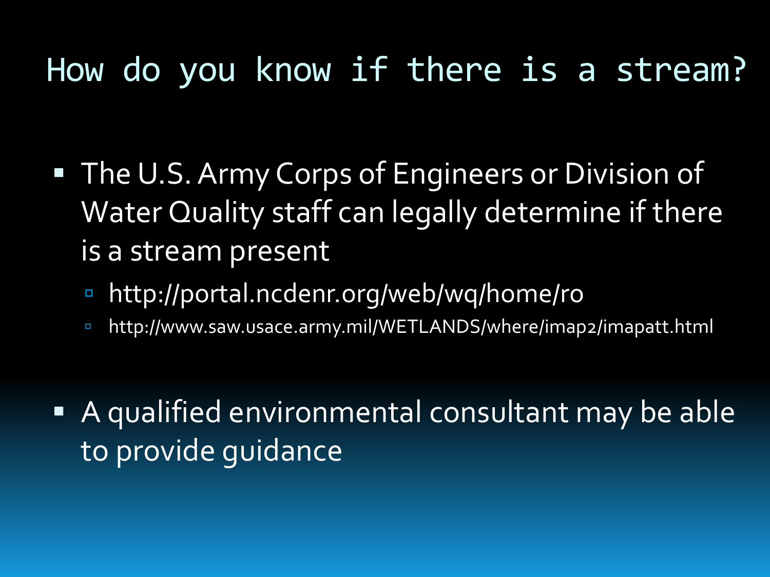# How do you know if there is a stream?

- The U.S. Army Corps of Engineers or Division of Water Quality staff can legally determine if there is a stream present
  - http://portal.ncdenr.org/web/wq/home/ro
  - http://www.saw.usace.army.mil/WETLANDS/where/imap2/imapatt.html

- A qualified environmental consultant may be able to provide guidance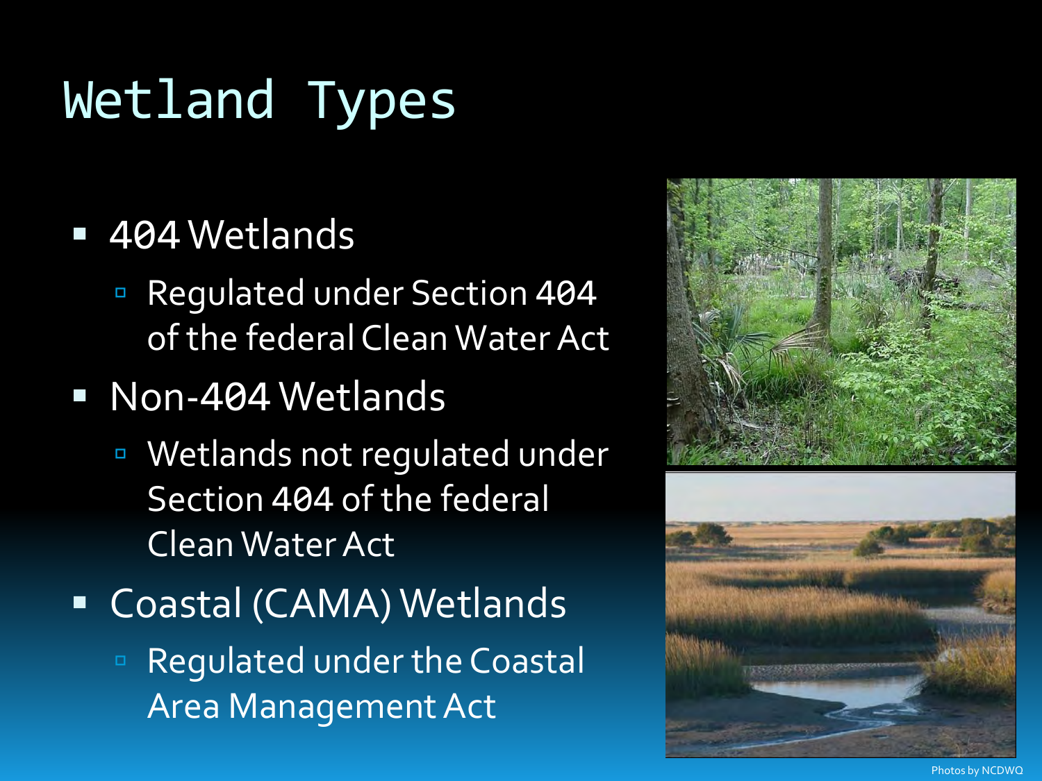# Wetland Types

- 404 Wetlands
  - Regulated under Section 404 of the federal Clean Water Act
- Non-404 Wetlands
  - Wetlands not regulated under Section 404 of the federal Clean Water Act
- Coastal (CAMA) Wetlands
  - Regulated under the Coastal Area Management Act

Photos by NCDWQ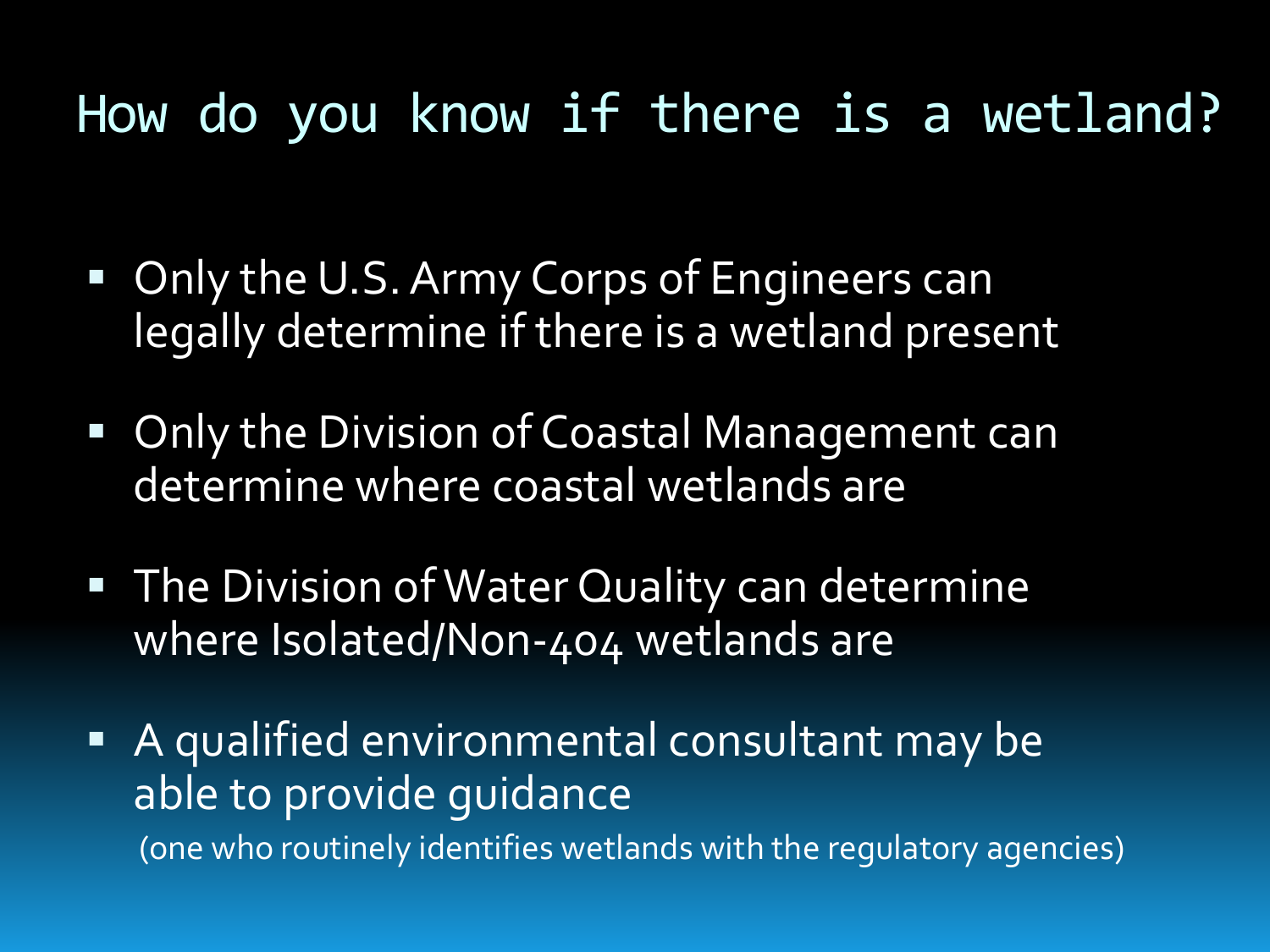# How do you know if there is a wetland?

- Only the U.S. Army Corps of Engineers can legally determine if there is a wetland present
- Only the Division of Coastal Management can determine where coastal wetlands are
- The Division of Water Quality can determine where Isolated/Non-404 wetlands are
- A qualified environmental consultant may be able to provide guidance

  (one who routinely identifies wetlands with the regulatory agencies)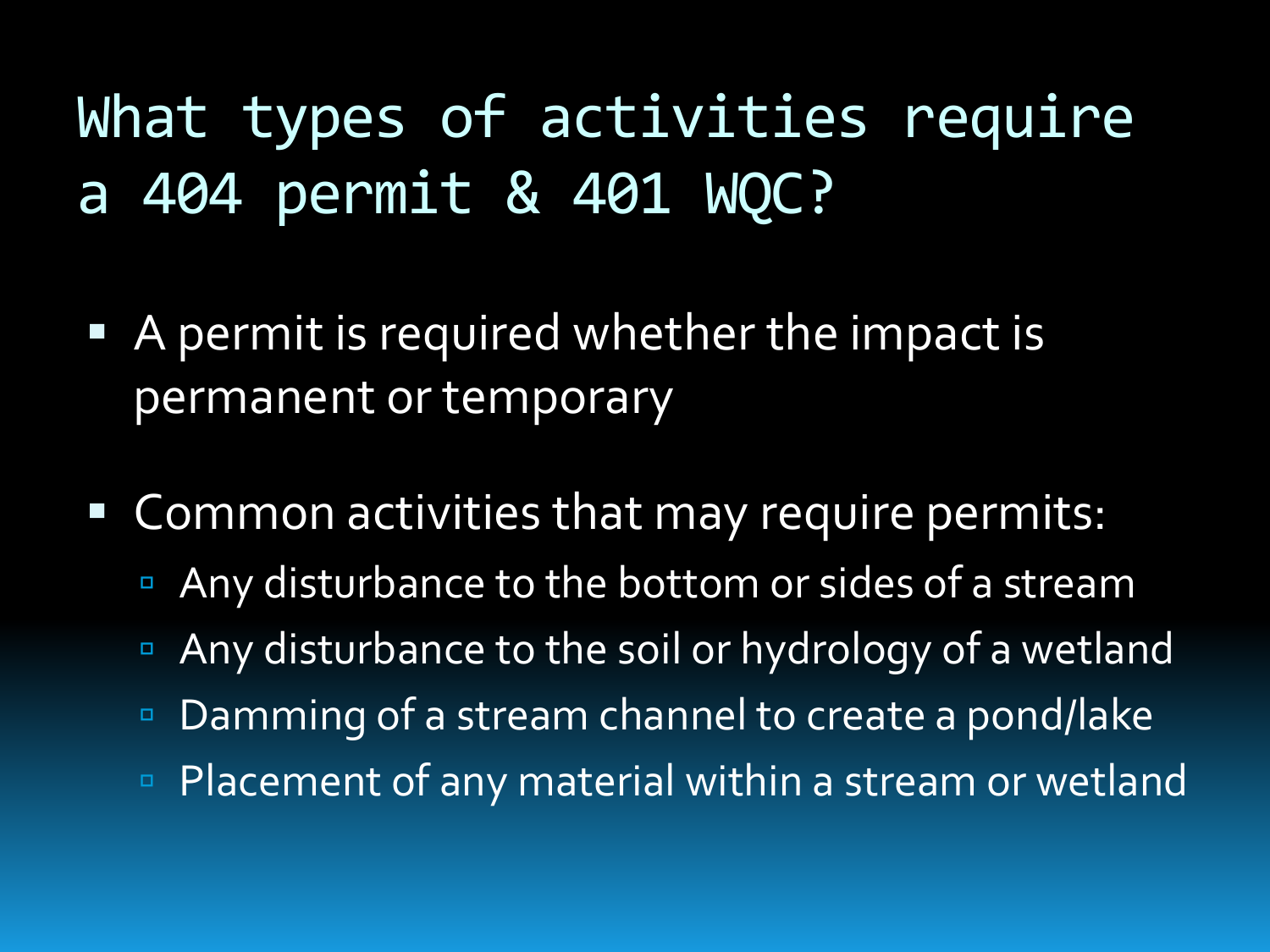# What types of activities require a 404 permit & 401 WQC?

- A permit is required whether the impact is permanent or temporary
- Common activities that may require permits:
  - Any disturbance to the bottom or sides of a stream
  - Any disturbance to the soil or hydrology of a wetland
  - Damming of a stream channel to create a pond/lake
  - Placement of any material within a stream or wetland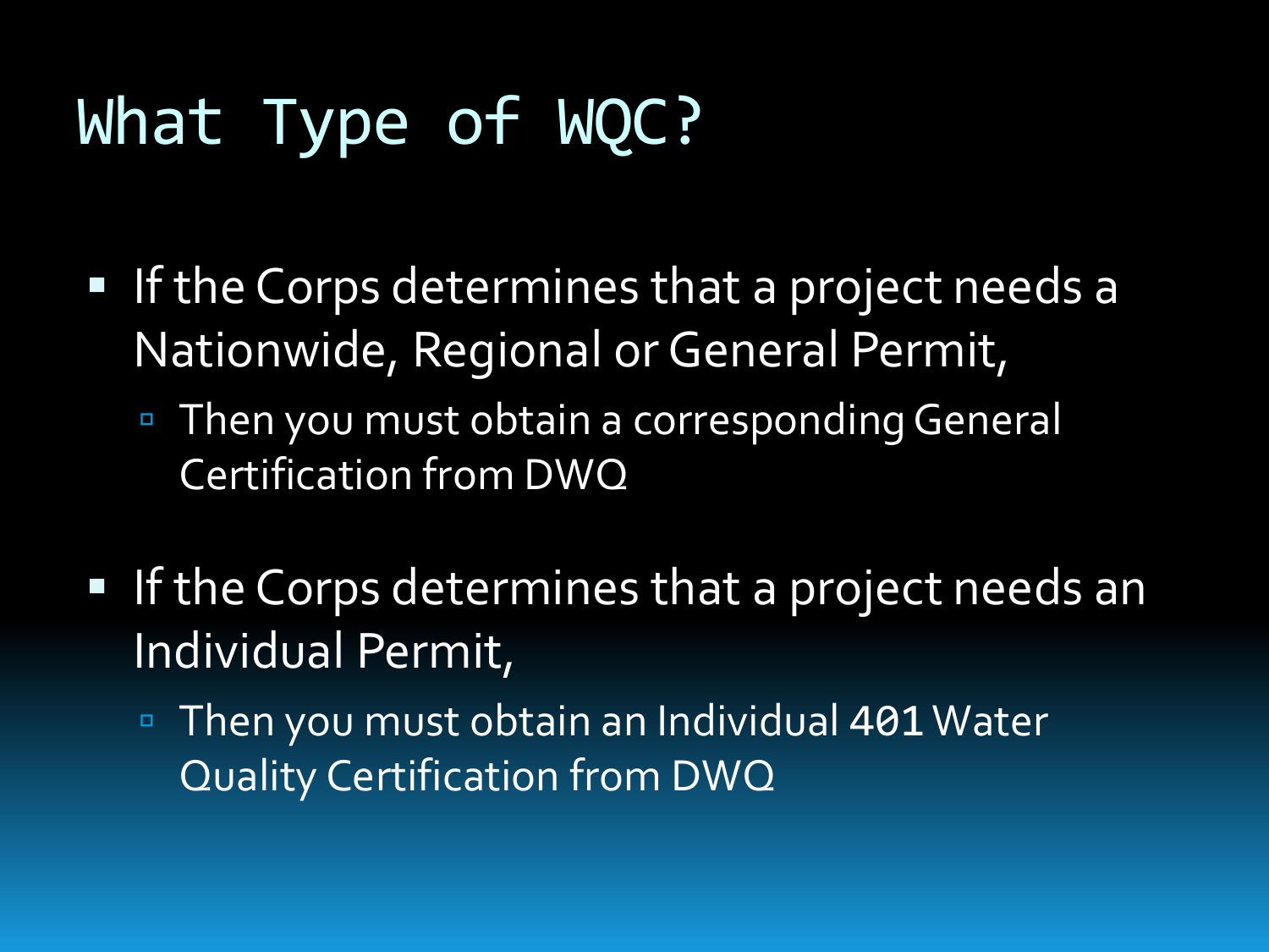# What Type of WQC?

- If the Corps determines that a project needs a Nationwide, Regional or General Permit,
  - Then you must obtain a corresponding General Certification from DWQ
- If the Corps determines that a project needs an Individual Permit,
  - Then you must obtain an Individual 401 Water Quality Certification from DWQ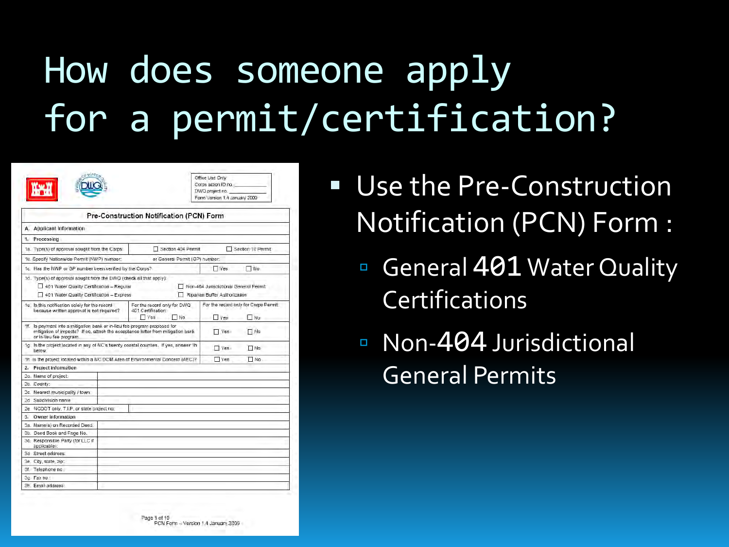# How does someone apply for a permit/certification?

- Use the Pre-Construction Notification (PCN) Form :
  - General 401 Water Quality Certifications
  - Non-404 Jurisdictional General Permits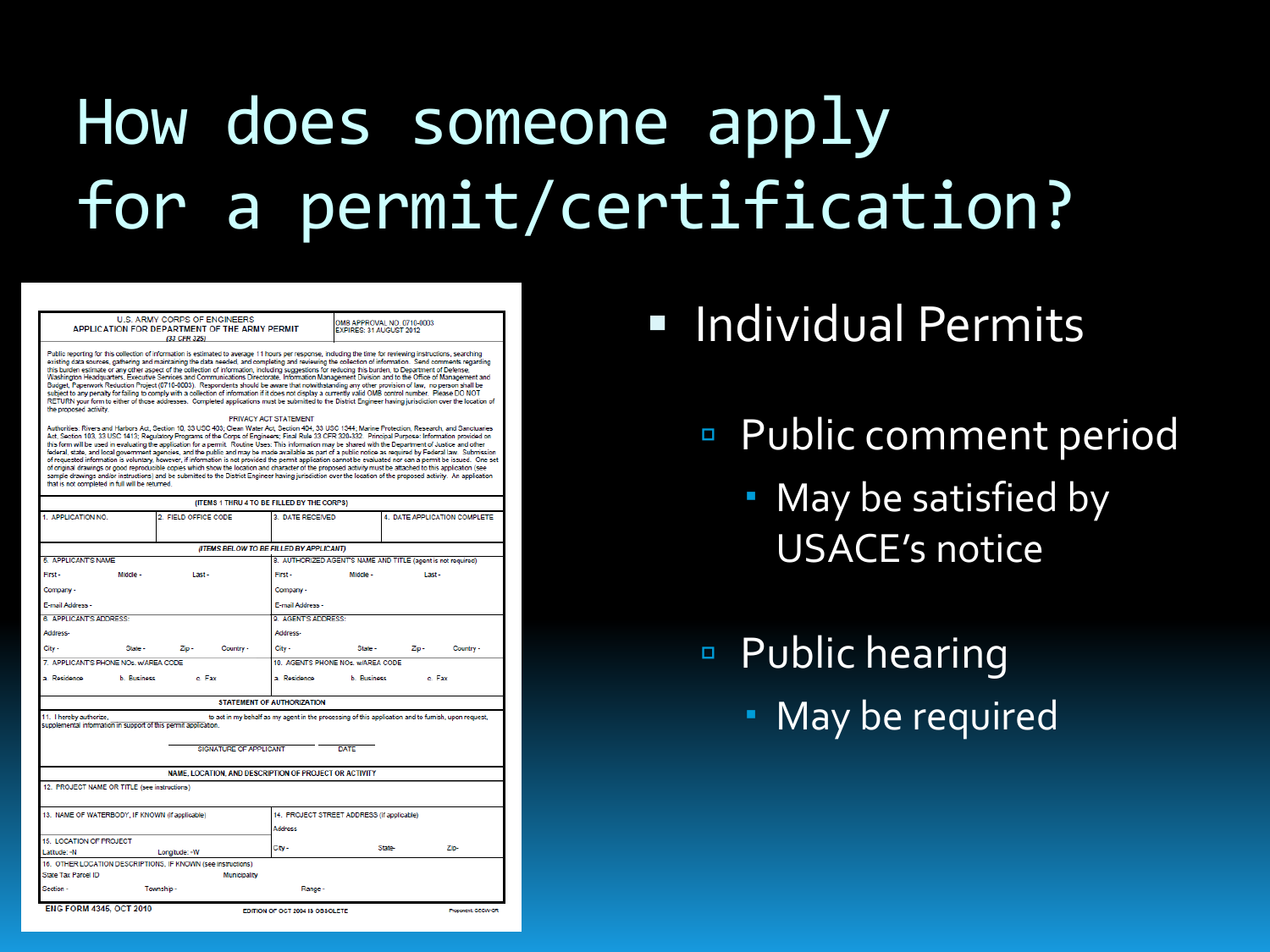# How does someone apply for a permit/certification?

- Individual Permits
  - Public comment period
    - May be satisfied by USACE's notice
  - Public hearing
    - May be required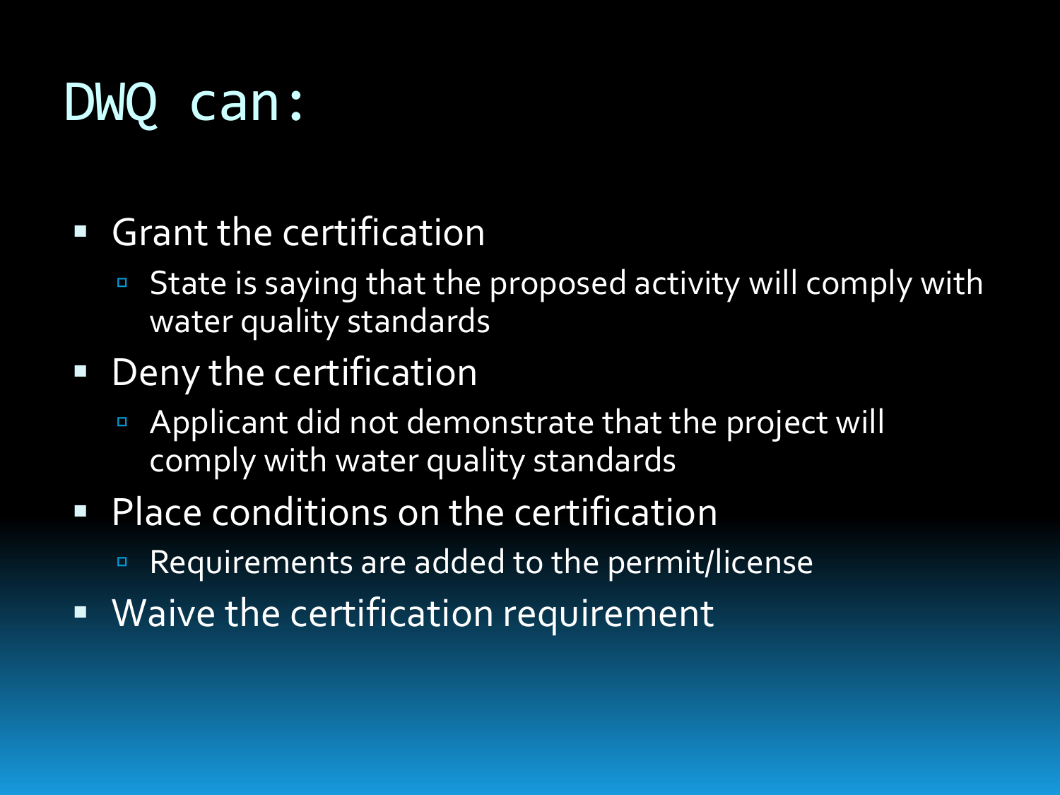# DWQ can:

- Grant the certification
  - State is saying that the proposed activity will comply with water quality standards
- Deny the certification
  - Applicant did not demonstrate that the project will comply with water quality standards
- Place conditions on the certification
  - Requirements are added to the permit/license
- Waive the certification requirement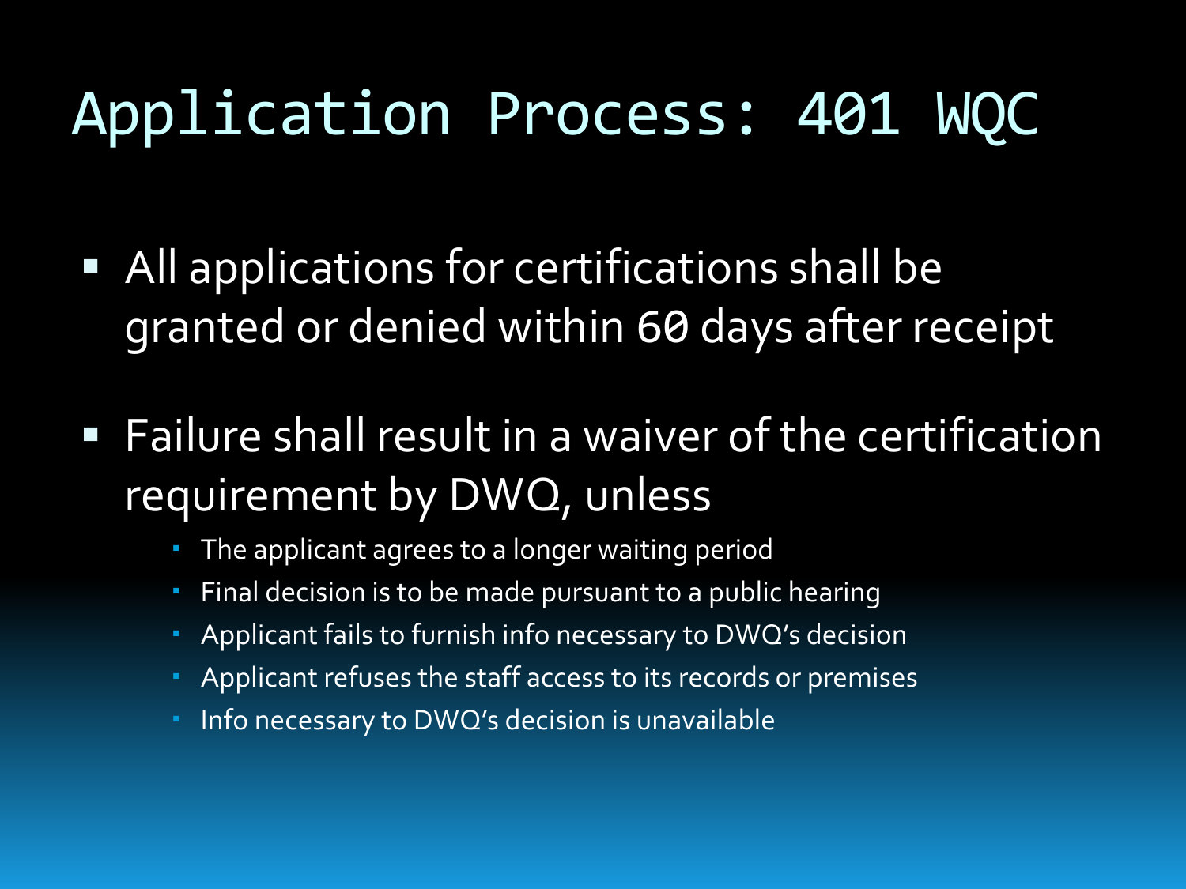# Application Process: 401 WQC

- All applications for certifications shall be granted or denied within 60 days after receipt
- Failure shall result in a waiver of the certification requirement by DWQ, unless
  - The applicant agrees to a longer waiting period
  - Final decision is to be made pursuant to a public hearing
  - Applicant fails to furnish info necessary to DWQ's decision
  - Applicant refuses the staff access to its records or premises
  - Info necessary to DWQ's decision is unavailable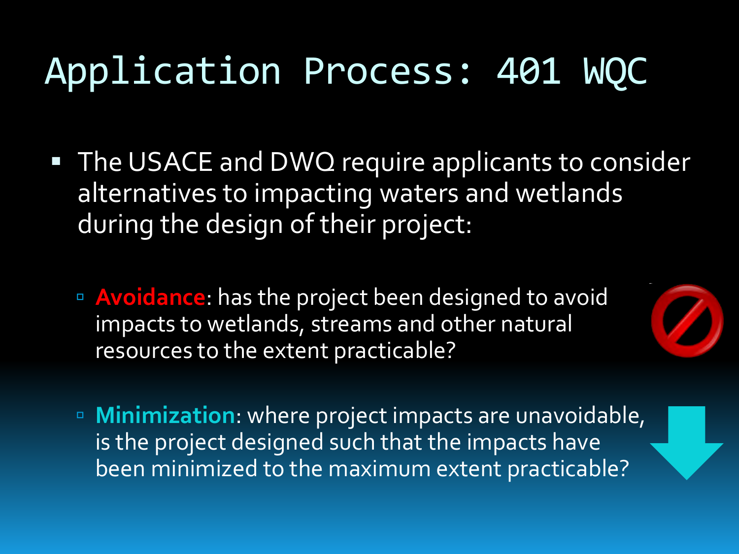# Application Process: 401 WQC

- The USACE and DWQ require applicants to consider alternatives to impacting waters and wetlands during the design of their project:
  - **Avoidance**: has the project been designed to avoid impacts to wetlands, streams and other natural resources to the extent practicable?
  - **Minimization**: where project impacts are unavoidable, is the project designed such that the impacts have been minimized to the maximum extent practicable?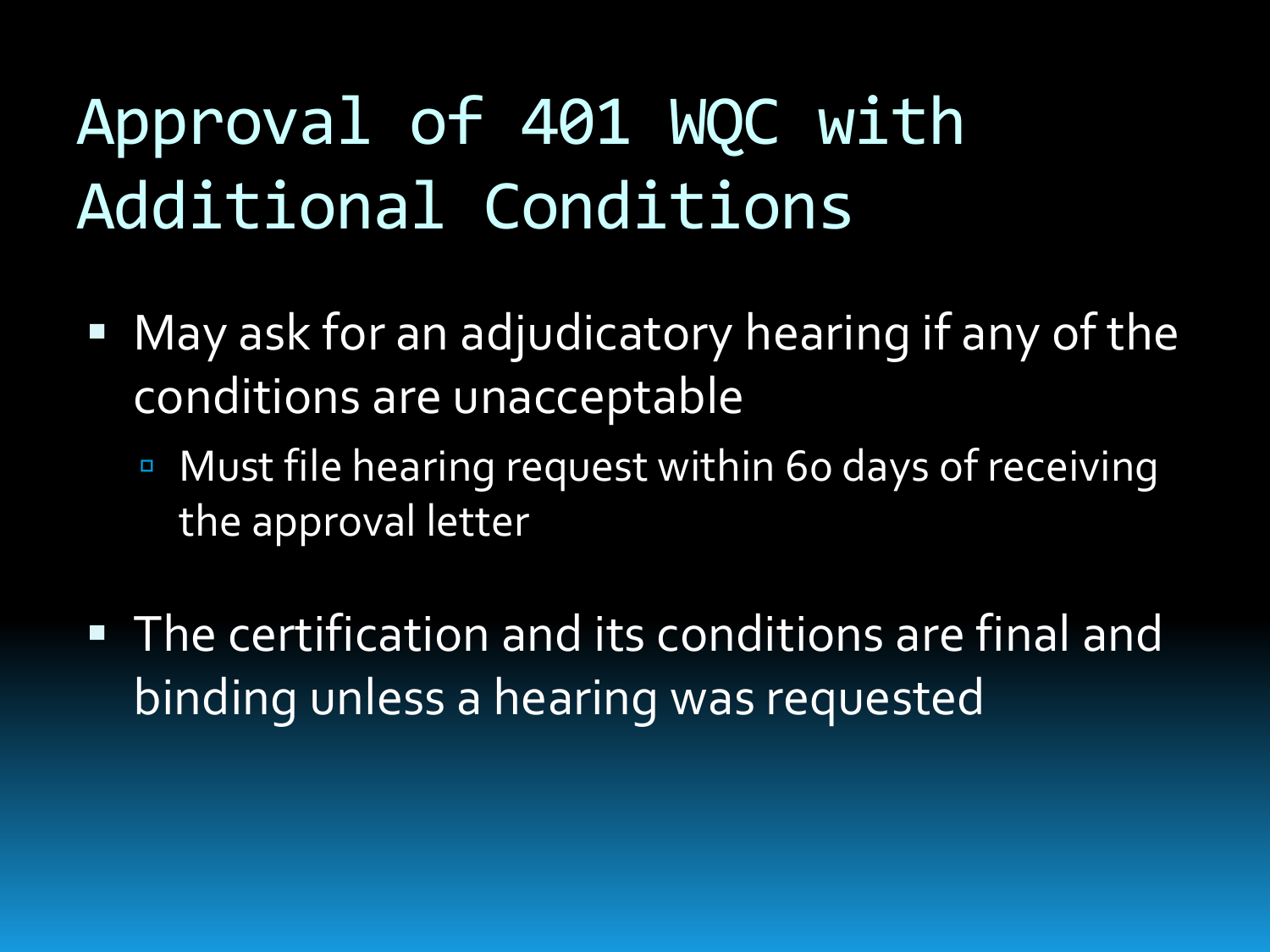# Approval of 401 WQC with Additional Conditions

- May ask for an adjudicatory hearing if any of the conditions are unacceptable
  - Must file hearing request within 60 days of receiving the approval letter
- The certification and its conditions are final and binding unless a hearing was requested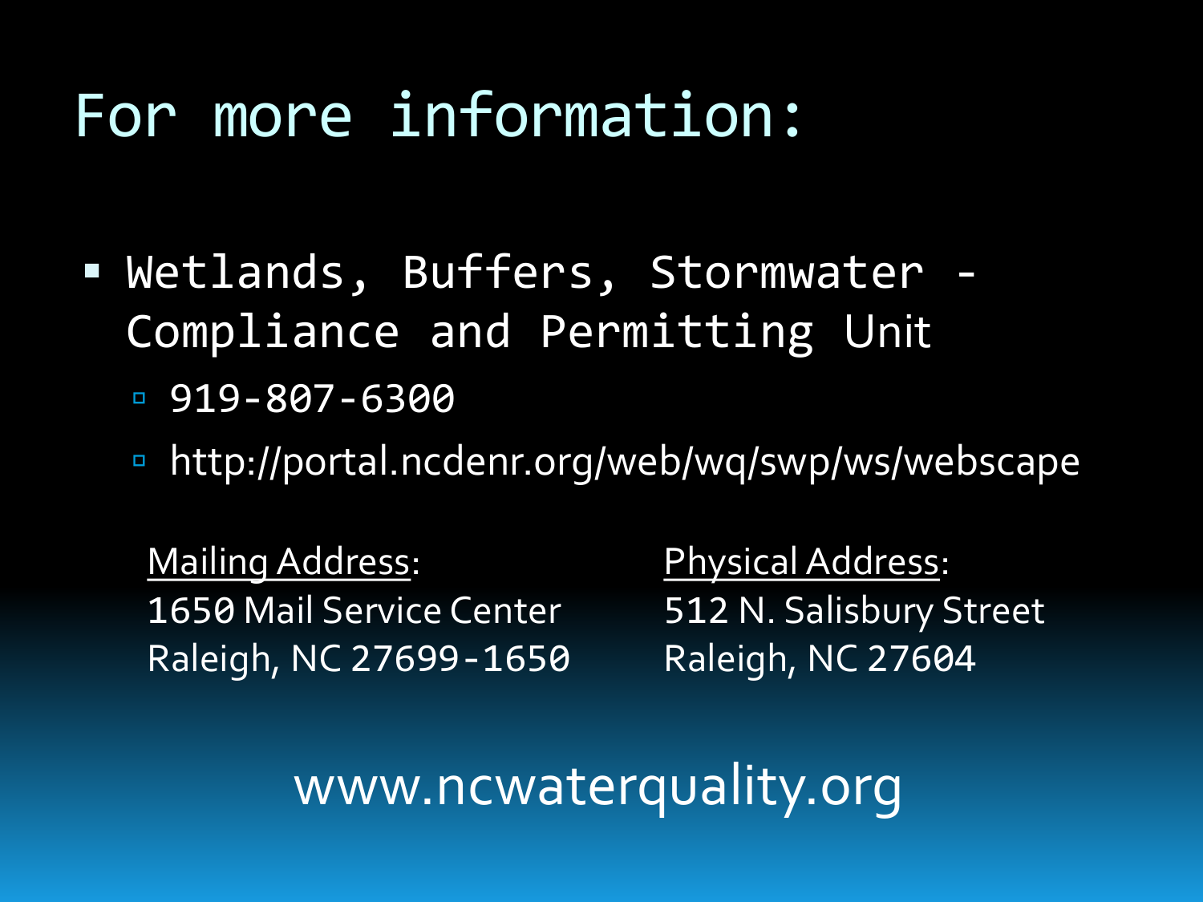# For more information:

- Wetlands, Buffers, Stormwater - Compliance and Permitting Unit
  - 919-807-6300
  - http://portal.ncdenr.org/web/wq/swp/ws/webscape

Mailing Address:
1650 Mail Service Center
Raleigh, NC 27699-1650

Physical Address:
512 N. Salisbury Street
Raleigh, NC 27604

www.ncwaterquality.org